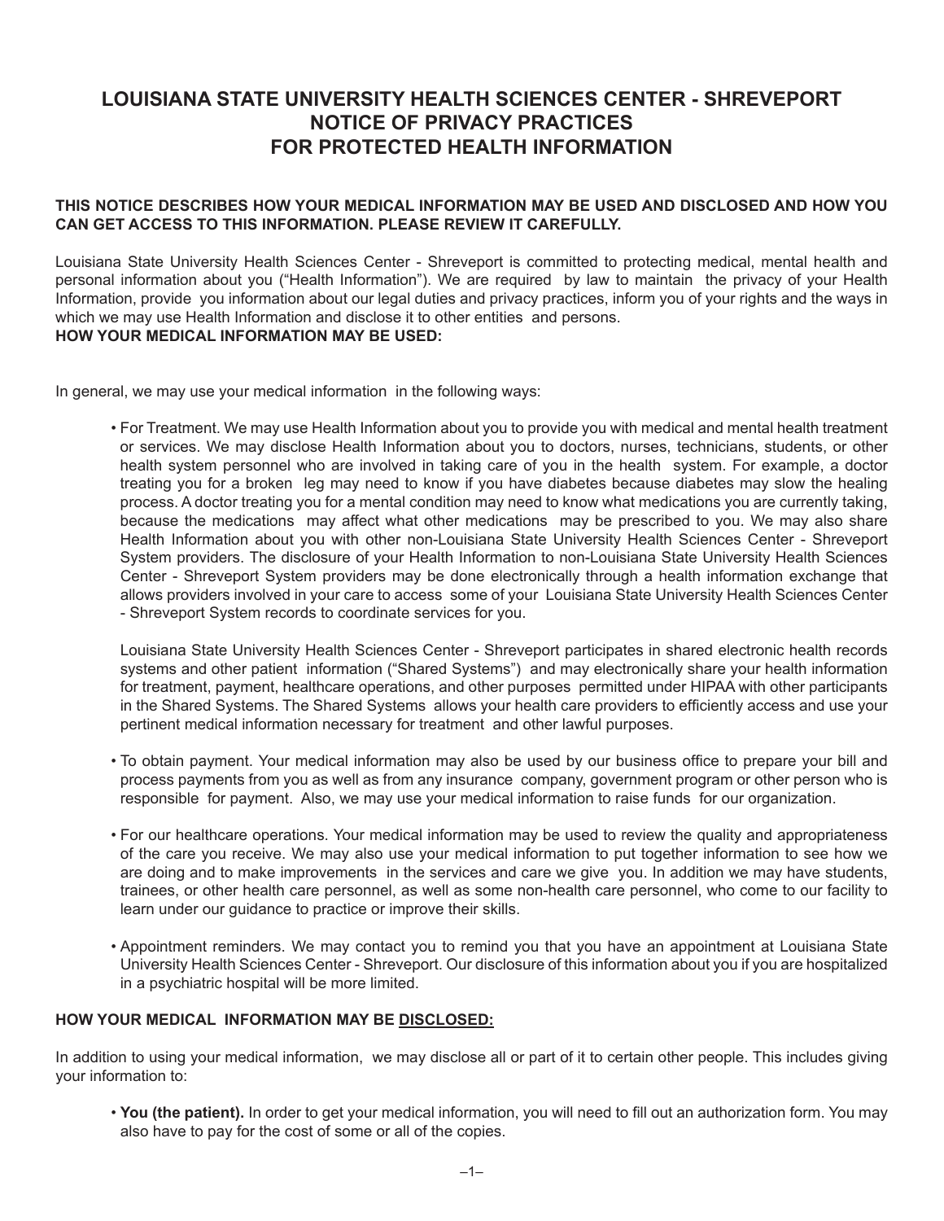# LOUISIANA STATE UNIVERSITY HEALTH SCIENCES CENTER - SHREVEPORT
# NOTICE OF PRIVACY PRACTICES
# FOR PROTECTED HEALTH INFORMATION

**THIS NOTICE DESCRIBES HOW YOUR MEDICAL INFORMATION MAY BE USED AND DISCLOSED AND HOW YOU CAN GET ACCESS TO THIS INFORMATION. PLEASE REVIEW IT CAREFULLY.**

Louisiana State University Health Sciences Center - Shreveport is committed to protecting medical, mental health and personal information about you ("Health Information"). We are required by law to maintain the privacy of your Health Information, provide you information about our legal duties and privacy practices, inform you of your rights and the ways in which we may use Health Information and disclose it to other entities and persons.

**HOW YOUR MEDICAL INFORMATION MAY BE USED:**

In general, we may use your medical information in the following ways:

- For Treatment. We may use Health Information about you to provide you with medical and mental health treatment or services. We may disclose Health Information about you to doctors, nurses, technicians, students, or other health system personnel who are involved in taking care of you in the health system. For example, a doctor treating you for a broken leg may need to know if you have diabetes because diabetes may slow the healing process. A doctor treating you for a mental condition may need to know what medications you are currently taking, because the medications may affect what other medications may be prescribed to you. We may also share Health Information about you with other non-Louisiana State University Health Sciences Center - Shreveport System providers. The disclosure of your Health Information to non-Louisiana State University Health Sciences Center - Shreveport System providers may be done electronically through a health information exchange that allows providers involved in your care to access some of your Louisiana State University Health Sciences Center - Shreveport System records to coordinate services for you.

  Louisiana State University Health Sciences Center - Shreveport participates in shared electronic health records systems and other patient information ("Shared Systems") and may electronically share your health information for treatment, payment, healthcare operations, and other purposes permitted under HIPAA with other participants in the Shared Systems. The Shared Systems allows your health care providers to efficiently access and use your pertinent medical information necessary for treatment and other lawful purposes.

- To obtain payment. Your medical information may also be used by our business office to prepare your bill and process payments from you as well as from any insurance company, government program or other person who is responsible for payment. Also, we may use your medical information to raise funds for our organization.

- For our healthcare operations. Your medical information may be used to review the quality and appropriateness of the care you receive. We may also use your medical information to put together information to see how we are doing and to make improvements in the services and care we give you. In addition we may have students, trainees, or other health care personnel, as well as some non-health care personnel, who come to our facility to learn under our guidance to practice or improve their skills.

- Appointment reminders. We may contact you to remind you that you have an appointment at Louisiana State University Health Sciences Center - Shreveport. Our disclosure of this information about you if you are hospitalized in a psychiatric hospital will be more limited.

**HOW YOUR MEDICAL INFORMATION MAY BE DISCLOSED:**

In addition to using your medical information, we may disclose all or part of it to certain other people. This includes giving your information to:

- **You (the patient).** In order to get your medical information, you will need to fill out an authorization form. You may also have to pay for the cost of some or all of the copies.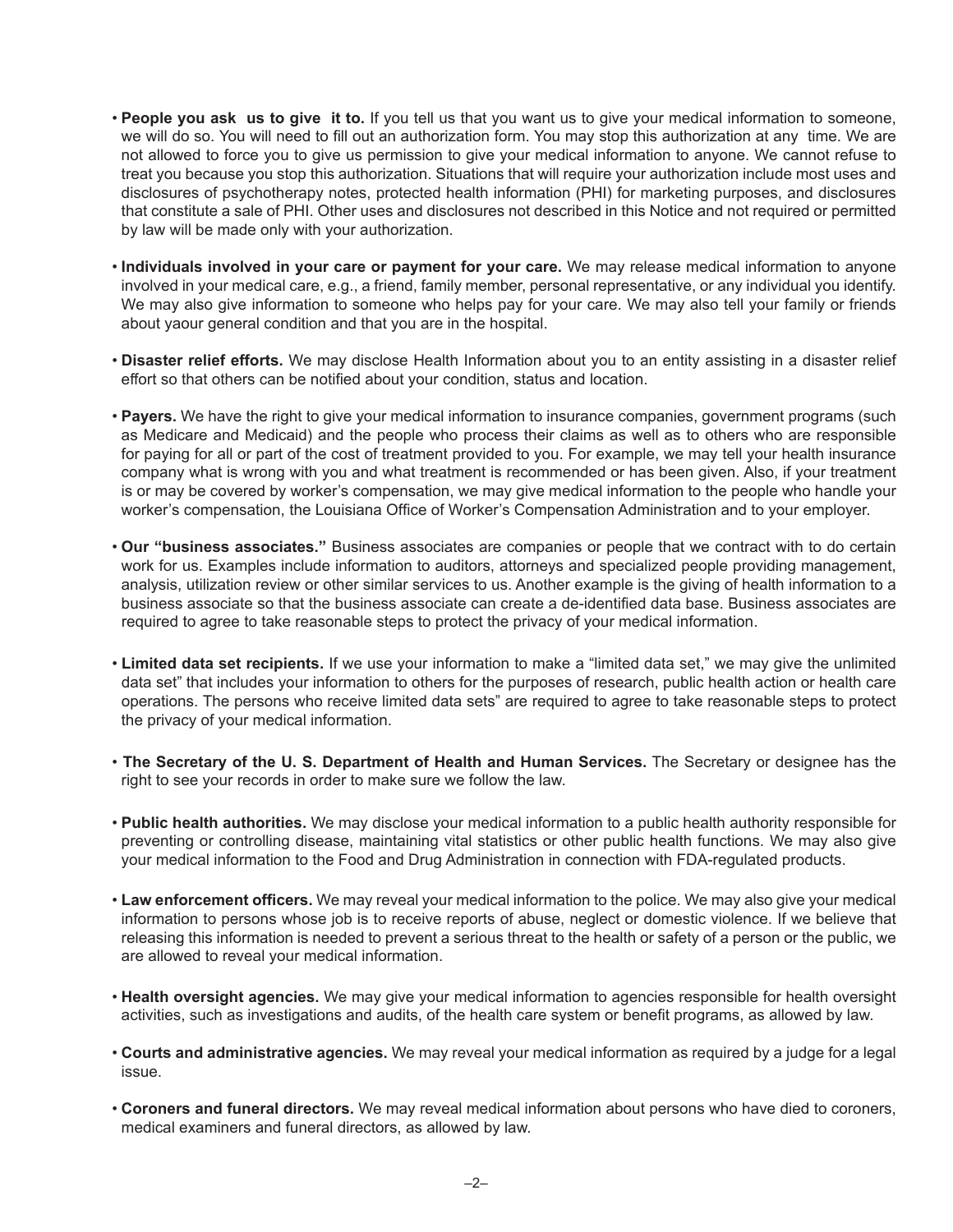- **People you ask us to give it to.** If you tell us that you want us to give your medical information to someone, we will do so. You will need to fill out an authorization form. You may stop this authorization at any time. We are not allowed to force you to give us permission to give your medical information to anyone. We cannot refuse to treat you because you stop this authorization. Situations that will require your authorization include most uses and disclosures of psychotherapy notes, protected health information (PHI) for marketing purposes, and disclosures that constitute a sale of PHI. Other uses and disclosures not described in this Notice and not required or permitted by law will be made only with your authorization.

- **Individuals involved in your care or payment for your care.** We may release medical information to anyone involved in your medical care, e.g., a friend, family member, personal representative, or any individual you identify. We may also give information to someone who helps pay for your care. We may also tell your family or friends about yaour general condition and that you are in the hospital.

- **Disaster relief efforts.** We may disclose Health Information about you to an entity assisting in a disaster relief effort so that others can be notified about your condition, status and location.

- **Payers.** We have the right to give your medical information to insurance companies, government programs (such as Medicare and Medicaid) and the people who process their claims as well as to others who are responsible for paying for all or part of the cost of treatment provided to you. For example, we may tell your health insurance company what is wrong with you and what treatment is recommended or has been given. Also, if your treatment is or may be covered by worker's compensation, we may give medical information to the people who handle your worker's compensation, the Louisiana Office of Worker's Compensation Administration and to your employer.

- **Our "business associates."** Business associates are companies or people that we contract with to do certain work for us. Examples include information to auditors, attorneys and specialized people providing management, analysis, utilization review or other similar services to us. Another example is the giving of health information to a business associate so that the business associate can create a de-identified data base. Business associates are required to agree to take reasonable steps to protect the privacy of your medical information.

- **Limited data set recipients.** If we use your information to make a "limited data set," we may give the unlimited data set" that includes your information to others for the purposes of research, public health action or health care operations. The persons who receive limited data sets" are required to agree to take reasonable steps to protect the privacy of your medical information.

- **The Secretary of the U. S. Department of Health and Human Services.** The Secretary or designee has the right to see your records in order to make sure we follow the law.

- **Public health authorities.** We may disclose your medical information to a public health authority responsible for preventing or controlling disease, maintaining vital statistics or other public health functions. We may also give your medical information to the Food and Drug Administration in connection with FDA-regulated products.

- **Law enforcement officers.** We may reveal your medical information to the police. We may also give your medical information to persons whose job is to receive reports of abuse, neglect or domestic violence. If we believe that releasing this information is needed to prevent a serious threat to the health or safety of a person or the public, we are allowed to reveal your medical information.

- **Health oversight agencies.** We may give your medical information to agencies responsible for health oversight activities, such as investigations and audits, of the health care system or benefit programs, as allowed by law.

- **Courts and administrative agencies.** We may reveal your medical information as required by a judge for a legal issue.

- **Coroners and funeral directors.** We may reveal medical information about persons who have died to coroners, medical examiners and funeral directors, as allowed by law.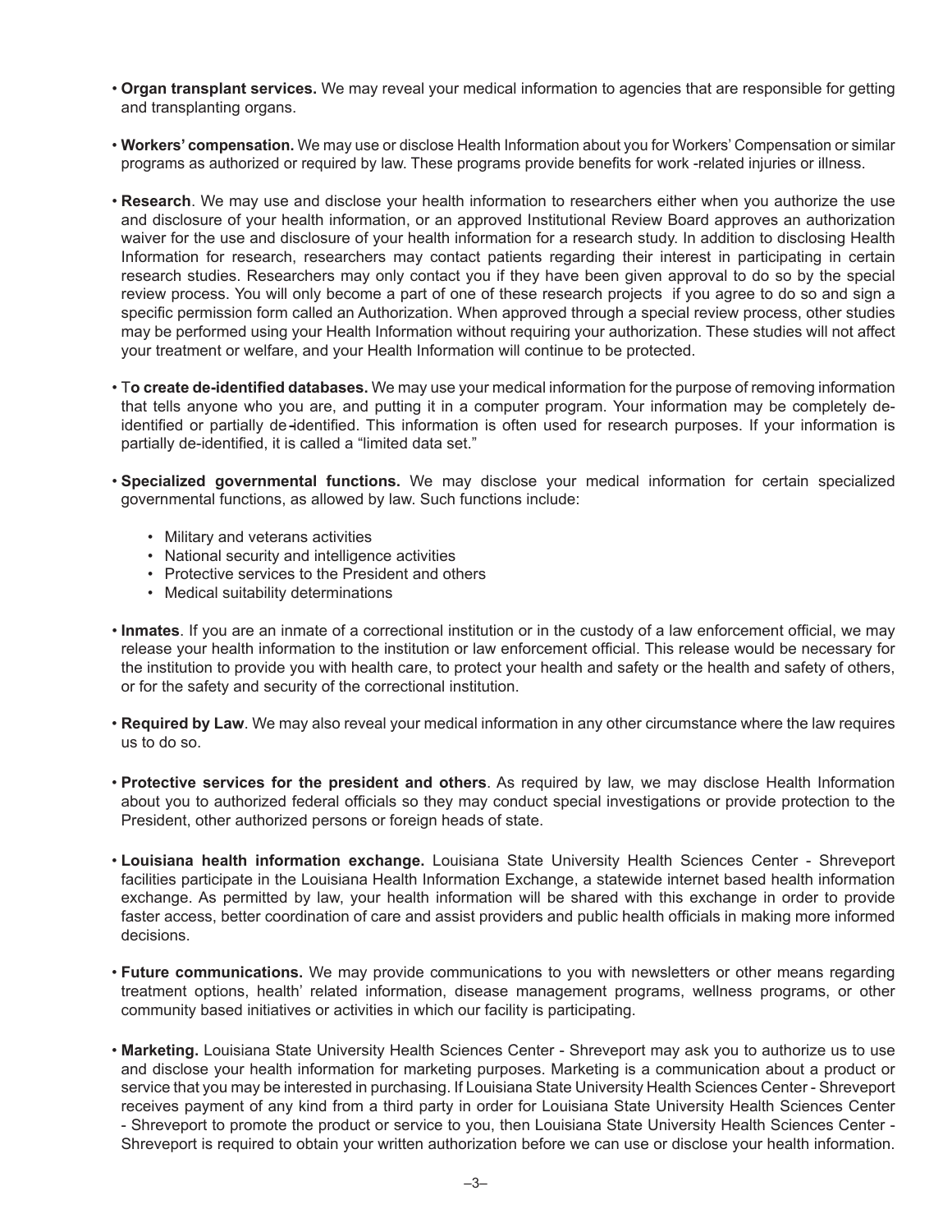- **Organ transplant services.** We may reveal your medical information to agencies that are responsible for getting and transplanting organs.

- **Workers' compensation.** We may use or disclose Health Information about you for Workers' Compensation or similar programs as authorized or required by law. These programs provide benefits for work -related injuries or illness.

- **Research**. We may use and disclose your health information to researchers either when you authorize the use and disclosure of your health information, or an approved Institutional Review Board approves an authorization waiver for the use and disclosure of your health information for a research study. In addition to disclosing Health Information for research, researchers may contact patients regarding their interest in participating in certain research studies. Researchers may only contact you if they have been given approval to do so by the special review process. You will only become a part of one of these research projects if you agree to do so and sign a specific permission form called an Authorization. When approved through a special review process, other studies may be performed using your Health Information without requiring your authorization. These studies will not affect your treatment or welfare, and your Health Information will continue to be protected.

- T**o create de-identified databases.** We may use your medical information for the purpose of removing information that tells anyone who you are, and putting it in a computer program. Your information may be completely de-identified or partially de-identified. This information is often used for research purposes. If your information is partially de-identified, it is called a "limited data set."

- **Specialized governmental functions.** We may disclose your medical information for certain specialized governmental functions, as allowed by law. Such functions include:

  - Military and veterans activities
  - National security and intelligence activities
  - Protective services to the President and others
  - Medical suitability determinations

- **Inmates**. If you are an inmate of a correctional institution or in the custody of a law enforcement official, we may release your health information to the institution or law enforcement official. This release would be necessary for the institution to provide you with health care, to protect your health and safety or the health and safety of others, or for the safety and security of the correctional institution.

- **Required by Law**. We may also reveal your medical information in any other circumstance where the law requires us to do so.

- **Protective services for the president and others**. As required by law, we may disclose Health Information about you to authorized federal officials so they may conduct special investigations or provide protection to the President, other authorized persons or foreign heads of state.

- **Louisiana health information exchange.** Louisiana State University Health Sciences Center - Shreveport facilities participate in the Louisiana Health Information Exchange, a statewide internet based health information exchange. As permitted by law, your health information will be shared with this exchange in order to provide faster access, better coordination of care and assist providers and public health officials in making more informed decisions.

- **Future communications.** We may provide communications to you with newsletters or other means regarding treatment options, health' related information, disease management programs, wellness programs, or other community based initiatives or activities in which our facility is participating.

- **Marketing.** Louisiana State University Health Sciences Center - Shreveport may ask you to authorize us to use and disclose your health information for marketing purposes. Marketing is a communication about a product or service that you may be interested in purchasing. If Louisiana State University Health Sciences Center - Shreveport receives payment of any kind from a third party in order for Louisiana State University Health Sciences Center - Shreveport to promote the product or service to you, then Louisiana State University Health Sciences Center - Shreveport is required to obtain your written authorization before we can use or disclose your health information.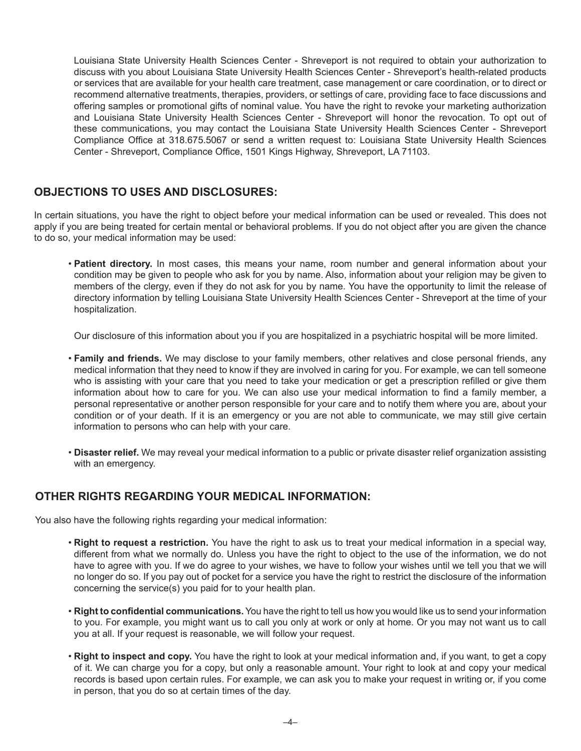Louisiana State University Health Sciences Center - Shreveport is not required to obtain your authorization to discuss with you about Louisiana State University Health Sciences Center - Shreveport's health-related products or services that are available for your health care treatment, case management or care coordination, or to direct or recommend alternative treatments, therapies, providers, or settings of care, providing face to face discussions and offering samples or promotional gifts of nominal value. You have the right to revoke your marketing authorization and Louisiana State University Health Sciences Center - Shreveport will honor the revocation. To opt out of these communications, you may contact the Louisiana State University Health Sciences Center - Shreveport Compliance Office at 318.675.5067 or send a written request to: Louisiana State University Health Sciences Center - Shreveport, Compliance Office, 1501 Kings Highway, Shreveport, LA 71103.

## OBJECTIONS TO USES AND DISCLOSURES:

In certain situations, you have the right to object before your medical information can be used or revealed. This does not apply if you are being treated for certain mental or behavioral problems. If you do not object after you are given the chance to do so, your medical information may be used:

- **Patient directory.** In most cases, this means your name, room number and general information about your condition may be given to people who ask for you by name. Also, information about your religion may be given to members of the clergy, even if they do not ask for you by name. You have the opportunity to limit the release of directory information by telling Louisiana State University Health Sciences Center - Shreveport at the time of your hospitalization.

  Our disclosure of this information about you if you are hospitalized in a psychiatric hospital will be more limited.

- **Family and friends.** We may disclose to your family members, other relatives and close personal friends, any medical information that they need to know if they are involved in caring for you. For example, we can tell someone who is assisting with your care that you need to take your medication or get a prescription refilled or give them information about how to care for you. We can also use your medical information to find a family member, a personal representative or another person responsible for your care and to notify them where you are, about your condition or of your death. If it is an emergency or you are not able to communicate, we may still give certain information to persons who can help with your care.

- **Disaster relief.** We may reveal your medical information to a public or private disaster relief organization assisting with an emergency.

## OTHER RIGHTS REGARDING YOUR MEDICAL INFORMATION:

You also have the following rights regarding your medical information:

- **Right to request a restriction.** You have the right to ask us to treat your medical information in a special way, different from what we normally do. Unless you have the right to object to the use of the information, we do not have to agree with you. If we do agree to your wishes, we have to follow your wishes until we tell you that we will no longer do so. If you pay out of pocket for a service you have the right to restrict the disclosure of the information concerning the service(s) you paid for to your health plan.

- **Right to confidential communications.** You have the right to tell us how you would like us to send your information to you. For example, you might want us to call you only at work or only at home. Or you may not want us to call you at all. If your request is reasonable, we will follow your request.

- **Right to inspect and copy.** You have the right to look at your medical information and, if you want, to get a copy of it. We can charge you for a copy, but only a reasonable amount. Your right to look at and copy your medical records is based upon certain rules. For example, we can ask you to make your request in writing or, if you come in person, that you do so at certain times of the day.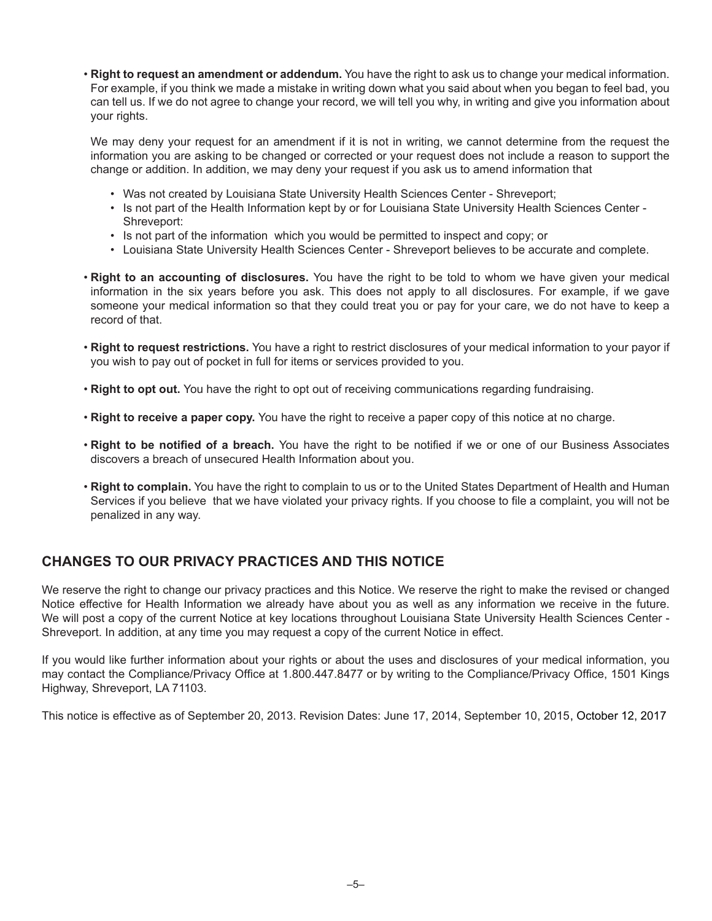- **Right to request an amendment or addendum.** You have the right to ask us to change your medical information. For example, if you think we made a mistake in writing down what you said about when you began to feel bad, you can tell us. If we do not agree to change your record, we will tell you why, in writing and give you information about your rights.

  We may deny your request for an amendment if it is not in writing, we cannot determine from the request the information you are asking to be changed or corrected or your request does not include a reason to support the change or addition. In addition, we may deny your request if you ask us to amend information that

  - Was not created by Louisiana State University Health Sciences Center - Shreveport;
  - Is not part of the Health Information kept by or for Louisiana State University Health Sciences Center - Shreveport:
  - Is not part of the information which you would be permitted to inspect and copy; or
  - Louisiana State University Health Sciences Center - Shreveport believes to be accurate and complete.

- **Right to an accounting of disclosures.** You have the right to be told to whom we have given your medical information in the six years before you ask. This does not apply to all disclosures. For example, if we gave someone your medical information so that they could treat you or pay for your care, we do not have to keep a record of that.

- **Right to request restrictions.** You have a right to restrict disclosures of your medical information to your payor if you wish to pay out of pocket in full for items or services provided to you.

- **Right to opt out.** You have the right to opt out of receiving communications regarding fundraising.

- **Right to receive a paper copy.** You have the right to receive a paper copy of this notice at no charge.

- **Right to be notified of a breach.** You have the right to be notified if we or one of our Business Associates discovers a breach of unsecured Health Information about you.

- **Right to complain.** You have the right to complain to us or to the United States Department of Health and Human Services if you believe that we have violated your privacy rights. If you choose to file a complaint, you will not be penalized in any way.

## CHANGES TO OUR PRIVACY PRACTICES AND THIS NOTICE

We reserve the right to change our privacy practices and this Notice. We reserve the right to make the revised or changed Notice effective for Health Information we already have about you as well as any information we receive in the future. We will post a copy of the current Notice at key locations throughout Louisiana State University Health Sciences Center - Shreveport. In addition, at any time you may request a copy of the current Notice in effect.

If you would like further information about your rights or about the uses and disclosures of your medical information, you may contact the Compliance/Privacy Office at 1.800.447.8477 or by writing to the Compliance/Privacy Office, 1501 Kings Highway, Shreveport, LA 71103.

This notice is effective as of September 20, 2013. Revision Dates: June 17, 2014, September 10, 2015, October 12, 2017